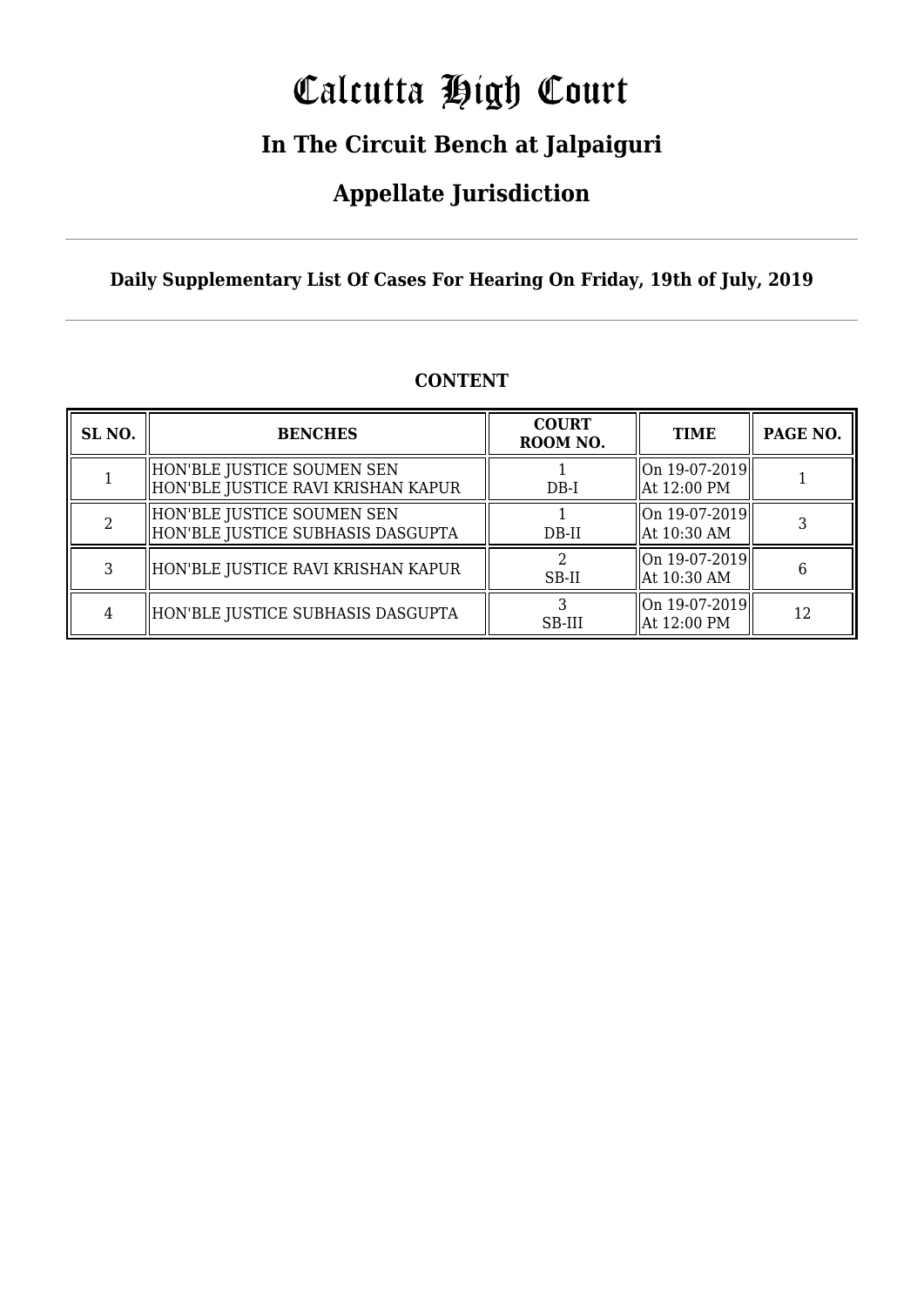# Calcutta High Court

## In The Circuit Bench at Jalpaiguri

## Appellate Jurisdiction

**Daily Supplementary List Of Cases For Hearing On Friday, 19th of July, 2019**

**CONTENT**

| SL NO. | BENCHES | COURT ROOM NO. | TIME | PAGE NO. |
|---|---|---|---|---|
| 1 | HON'BLE JUSTICE SOUMEN SEN<br>HON'BLE JUSTICE RAVI KRISHAN KAPUR | 1<br>DB-I | On 19-07-2019<br>At 12:00 PM | 1 |
| 2 | HON'BLE JUSTICE SOUMEN SEN<br>HON'BLE JUSTICE SUBHASIS DASGUPTA | 1<br>DB-II | On 19-07-2019<br>At 10:30 AM | 3 |
| 3 | HON'BLE JUSTICE RAVI KRISHAN KAPUR | 2<br>SB-II | On 19-07-2019<br>At 10:30 AM | 6 |
| 4 | HON'BLE JUSTICE SUBHASIS DASGUPTA | 3<br>SB-III | On 19-07-2019<br>At 12:00 PM | 12 |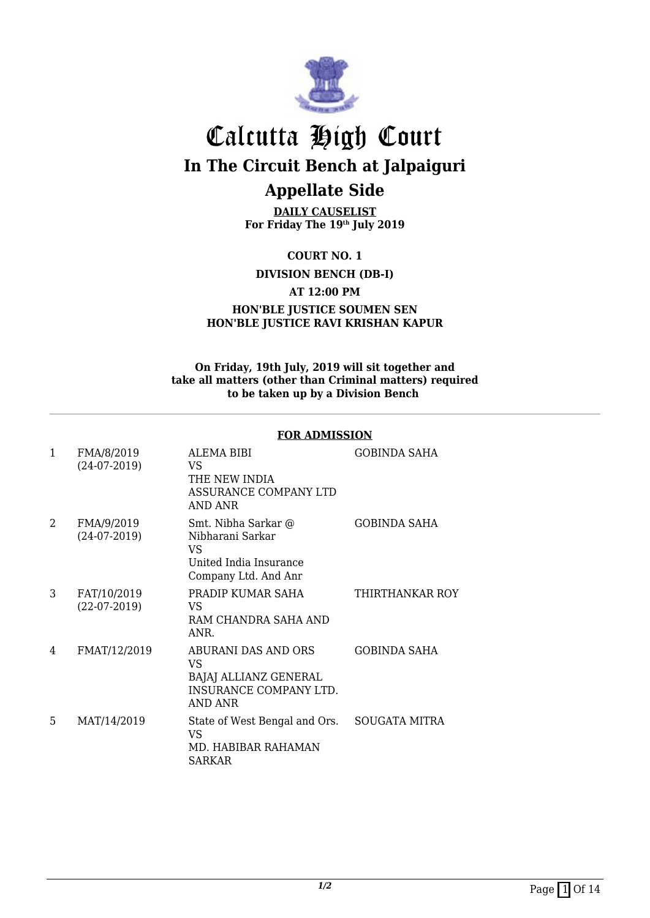# Calcutta High Court

## In The Circuit Bench at Jalpaiguri

## Appellate Side

**DAILY CAUSELIST**
**For Friday The 19th July 2019**

**COURT NO. 1**

**DIVISION BENCH (DB-I)**

**AT 12:00 PM**

**HON'BLE JUSTICE SOUMEN SEN**
**HON'BLE JUSTICE RAVI KRISHAN KAPUR**

**On Friday, 19th July, 2019 will sit together and take all matters (other than Criminal matters) required to be taken up by a Division Bench**

---

**FOR ADMISSION**

| | | | |
|---|---|---|---|
| 1 | FMA/8/2019 (24-07-2019) | ALEMA BIBI VS THE NEW INDIA ASSURANCE COMPANY LTD AND ANR | GOBINDA SAHA |
| 2 | FMA/9/2019 (24-07-2019) | Smt. Nibha Sarkar @ Nibharani Sarkar VS United India Insurance Company Ltd. And Anr | GOBINDA SAHA |
| 3 | FAT/10/2019 (22-07-2019) | PRADIP KUMAR SAHA VS RAM CHANDRA SAHA AND ANR. | THIRTHANKAR ROY |
| 4 | FMAT/12/2019 | ABURANI DAS AND ORS VS BAJAJ ALLIANZ GENERAL INSURANCE COMPANY LTD. AND ANR | GOBINDA SAHA |
| 5 | MAT/14/2019 | State of West Bengal and Ors. VS MD. HABIBAR RAHAMAN SARKAR | SOUGATA MITRA |

*1/2*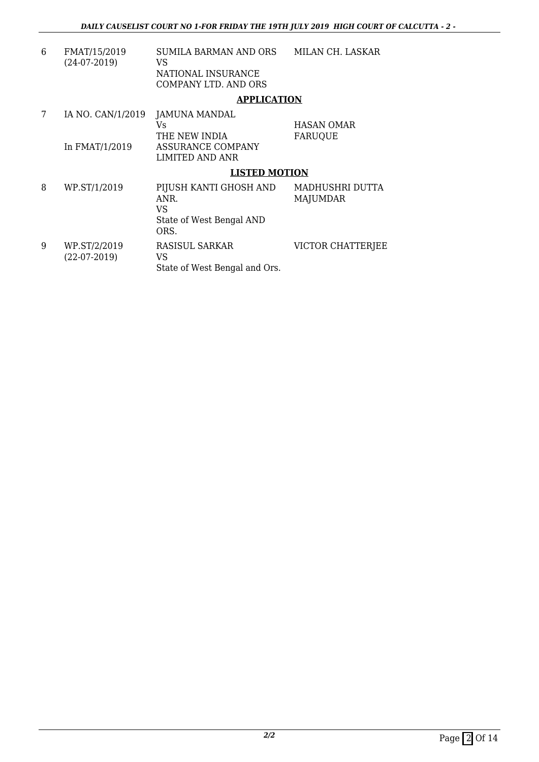| | | | |
|---|---|---|---|
| 6 | FMAT/15/2019 (24-07-2019) | SUMILA BARMAN AND ORS VS NATIONAL INSURANCE COMPANY LTD. AND ORS | MILAN CH. LASKAR |

**APPLICATION**

| | | | |
|---|---|---|---|
| 7 | IA NO. CAN/1/2019 In FMAT/1/2019 | JAMUNA MANDAL Vs THE NEW INDIA ASSURANCE COMPANY LIMITED AND ANR | HASAN OMAR FARUQUE |

**LISTED MOTION**

| | | | |
|---|---|---|---|
| 8 | WP.ST/1/2019 | PIJUSH KANTI GHOSH AND ANR. VS State of West Bengal AND ORS. | MADHUSHRI DUTTA MAJUMDAR |
| 9 | WP.ST/2/2019 (22-07-2019) | RASISUL SARKAR VS State of West Bengal and Ors. | VICTOR CHATTERJEE |

*2/2*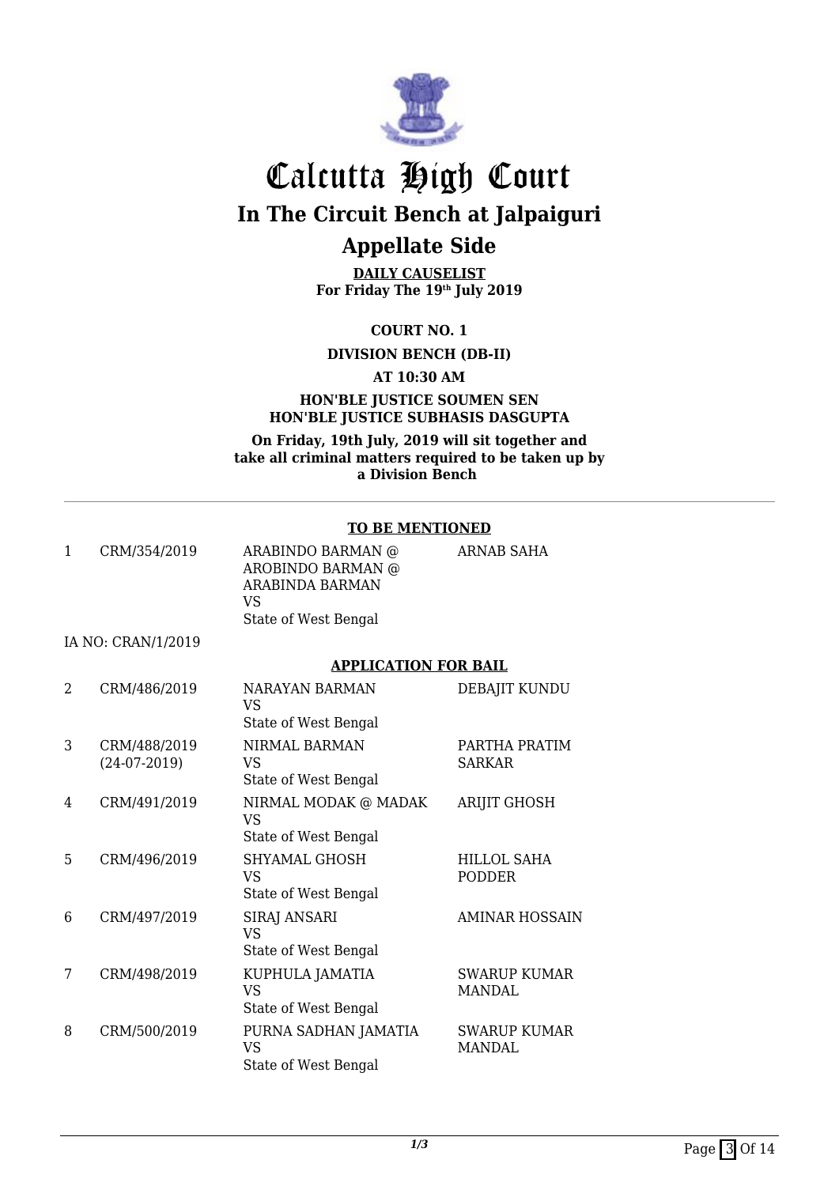# Calcutta High Court

## In The Circuit Bench at Jalpaiguri

## Appellate Side

**DAILY CAUSELIST**
**For Friday The 19th July 2019**

**COURT NO. 1**

**DIVISION BENCH (DB-II)**

**AT 10:30 AM**

**HON'BLE JUSTICE SOUMEN SEN**
**HON'BLE JUSTICE SUBHASIS DASGUPTA**

**On Friday, 19th July, 2019 will sit together and take all criminal matters required to be taken up by a Division Bench**

---

**TO BE MENTIONED**

| | | | |
|---|---|---|---|
| 1 | CRM/354/2019 | ARABINDO BARMAN @ AROBINDO BARMAN @ ARABINDA BARMAN VS State of West Bengal | ARNAB SAHA |

IA NO: CRAN/1/2019

**APPLICATION FOR BAIL**

| | | | |
|---|---|---|---|
| 2 | CRM/486/2019 | NARAYAN BARMAN VS State of West Bengal | DEBAJIT KUNDU |
| 3 | CRM/488/2019 (24-07-2019) | NIRMAL BARMAN VS State of West Bengal | PARTHA PRATIM SARKAR |
| 4 | CRM/491/2019 | NIRMAL MODAK @ MADAK VS State of West Bengal | ARIJIT GHOSH |
| 5 | CRM/496/2019 | SHYAMAL GHOSH VS State of West Bengal | HILLOL SAHA PODDER |
| 6 | CRM/497/2019 | SIRAJ ANSARI VS State of West Bengal | AMINAR HOSSAIN |
| 7 | CRM/498/2019 | KUPHULA JAMATIA VS State of West Bengal | SWARUP KUMAR MANDAL |
| 8 | CRM/500/2019 | PURNA SADHAN JAMATIA VS State of West Bengal | SWARUP KUMAR MANDAL |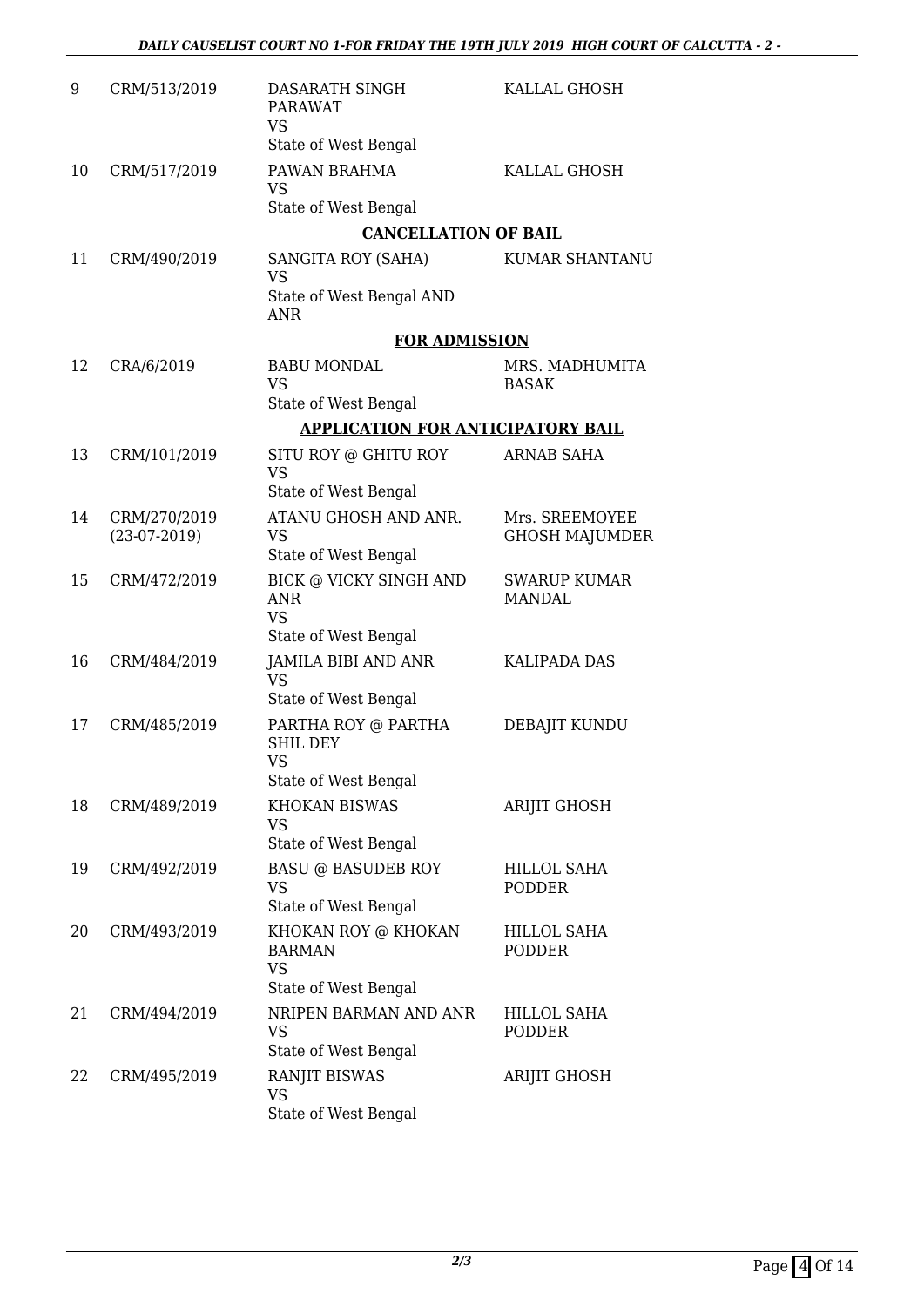| | | | |
|---|---|---|---|
| 9 | CRM/513/2019 | DASARATH SINGH PARAWAT<br>VS<br>State of West Bengal | KALLAL GHOSH |
| 10 | CRM/517/2019 | PAWAN BRAHMA<br>VS<br>State of West Bengal | KALLAL GHOSH |

**CANCELLATION OF BAIL**

| | | | |
|---|---|---|---|
| 11 | CRM/490/2019 | SANGITA ROY (SAHA)<br>VS<br>State of West Bengal AND ANR | KUMAR SHANTANU |

**FOR ADMISSION**

| | | | |
|---|---|---|---|
| 12 | CRA/6/2019 | BABU MONDAL<br>VS<br>State of West Bengal | MRS. MADHUMITA BASAK |

**APPLICATION FOR ANTICIPATORY BAIL**

| | | | |
|---|---|---|---|
| 13 | CRM/101/2019 | SITU ROY @ GHITU ROY<br>VS<br>State of West Bengal | ARNAB SAHA |
| 14 | CRM/270/2019<br>(23-07-2019) | ATANU GHOSH AND ANR.<br>VS<br>State of West Bengal | Mrs. SREEMOYEE GHOSH MAJUMDER |
| 15 | CRM/472/2019 | BICK @ VICKY SINGH AND ANR<br>VS<br>State of West Bengal | SWARUP KUMAR MANDAL |
| 16 | CRM/484/2019 | JAMILA BIBI AND ANR<br>VS<br>State of West Bengal | KALIPADA DAS |
| 17 | CRM/485/2019 | PARTHA ROY @ PARTHA SHIL DEY<br>VS<br>State of West Bengal | DEBAJIT KUNDU |
| 18 | CRM/489/2019 | KHOKAN BISWAS<br>VS<br>State of West Bengal | ARIJIT GHOSH |
| 19 | CRM/492/2019 | BASU @ BASUDEB ROY<br>VS<br>State of West Bengal | HILLOL SAHA PODDER |
| 20 | CRM/493/2019 | KHOKAN ROY @ KHOKAN BARMAN<br>VS<br>State of West Bengal | HILLOL SAHA PODDER |
| 21 | CRM/494/2019 | NRIPEN BARMAN AND ANR<br>VS<br>State of West Bengal | HILLOL SAHA PODDER |
| 22 | CRM/495/2019 | RANJIT BISWAS<br>VS<br>State of West Bengal | ARIJIT GHOSH |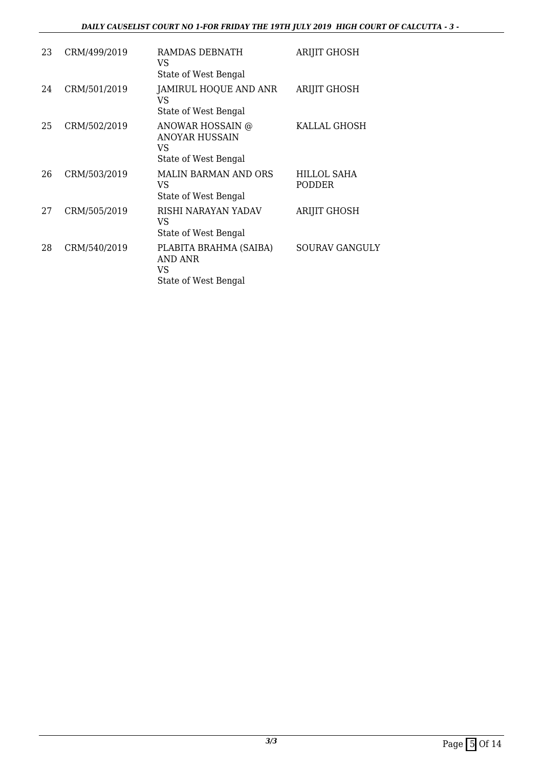| 23 | CRM/499/2019 | RAMDAS DEBNATH<br>VS<br>State of West Bengal | ARIJIT GHOSH |
|---|---|---|---|
| 24 | CRM/501/2019 | JAMIRUL HOQUE AND ANR<br>VS<br>State of West Bengal | ARIJIT GHOSH |
| 25 | CRM/502/2019 | ANOWAR HOSSAIN @<br>ANOYAR HUSSAIN<br>VS<br>State of West Bengal | KALLAL GHOSH |
| 26 | CRM/503/2019 | MALIN BARMAN AND ORS<br>VS<br>State of West Bengal | HILLOL SAHA<br>PODDER |
| 27 | CRM/505/2019 | RISHI NARAYAN YADAV<br>VS<br>State of West Bengal | ARIJIT GHOSH |
| 28 | CRM/540/2019 | PLABITA BRAHMA (SAIBA)<br>AND ANR<br>VS<br>State of West Bengal | SOURAV GANGULY |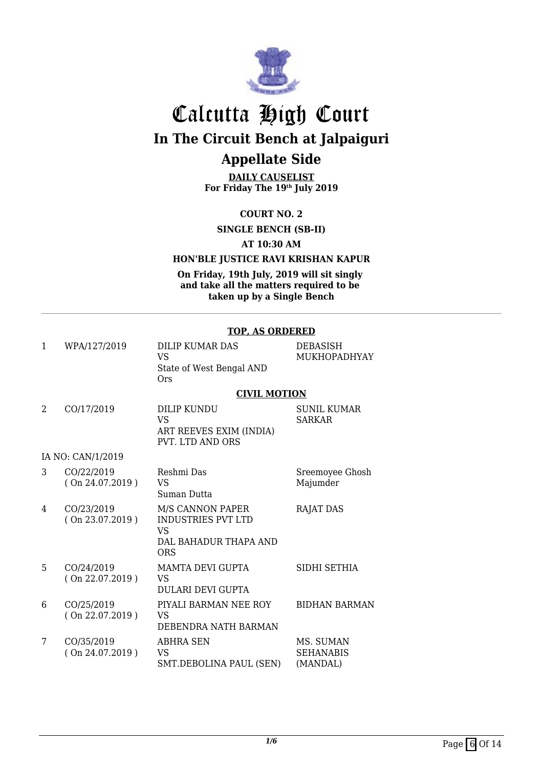# Calcutta High Court

## In The Circuit Bench at Jalpaiguri

## Appellate Side

**DAILY CAUSELIST**
**For Friday The 19th July 2019**

**COURT NO. 2**

**SINGLE BENCH (SB-II)**

**AT 10:30 AM**

**HON'BLE JUSTICE RAVI KRISHAN KAPUR**

**On Friday, 19th July, 2019 will sit singly and take all the matters required to be taken up by a Single Bench**

**TOP, AS ORDERED**

| | | | |
|---|---|---|---|
| 1 | WPA/127/2019 | DILIP KUMAR DAS<br>VS<br>State of West Bengal AND Ors | DEBASISH MUKHOPADHYAY |

**CIVIL MOTION**

| | | | |
|---|---|---|---|
| 2 | CO/17/2019 | DILIP KUNDU<br>VS<br>ART REEVES EXIM (INDIA) PVT. LTD AND ORS | SUNIL KUMAR SARKAR |
| IA NO: CAN/1/2019 | | | |
| 3 | CO/22/2019<br>( On 24.07.2019 ) | Reshmi Das<br>VS<br>Suman Dutta | Sreemoyee Ghosh Majumder |
| 4 | CO/23/2019<br>( On 23.07.2019 ) | M/S CANNON PAPER INDUSTRIES PVT LTD<br>VS<br>DAL BAHADUR THAPA AND ORS | RAJAT DAS |
| 5 | CO/24/2019<br>( On 22.07.2019 ) | MAMTA DEVI GUPTA<br>VS<br>DULARI DEVI GUPTA | SIDHI SETHIA |
| 6 | CO/25/2019<br>( On 22.07.2019 ) | PIYALI BARMAN NEE ROY<br>VS<br>DEBENDRA NATH BARMAN | BIDHAN BARMAN |
| 7 | CO/35/2019<br>( On 24.07.2019 ) | ABHRA SEN<br>VS<br>SMT.DEBOLINA PAUL (SEN) | MS. SUMAN SEHANABIS (MANDAL) |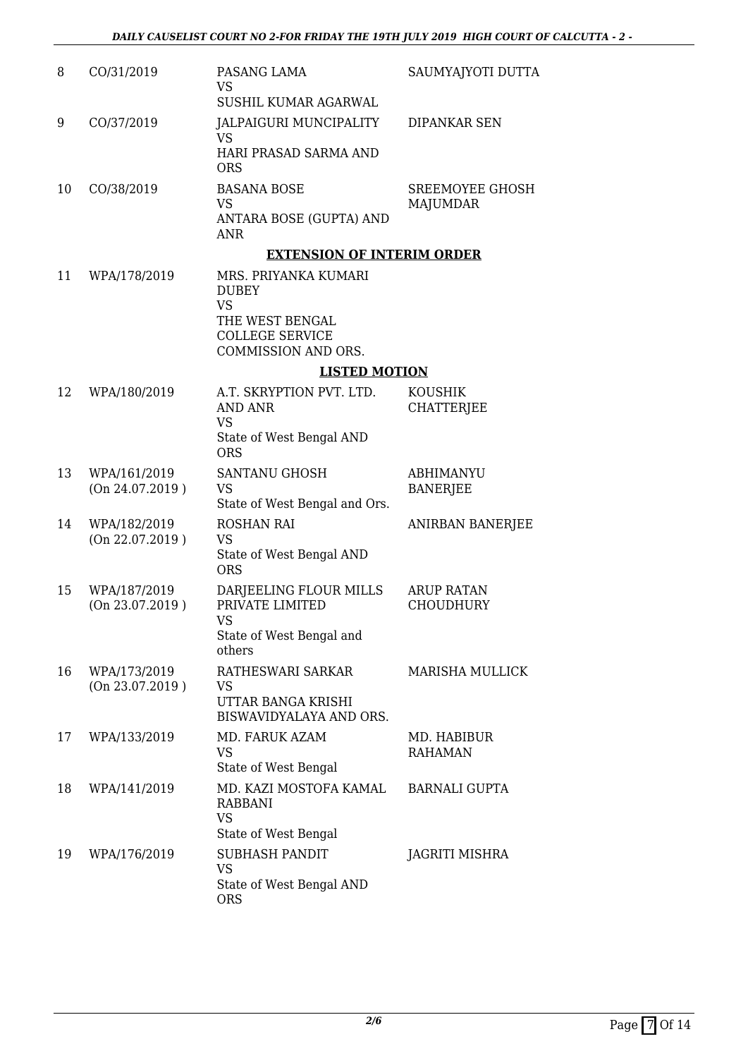| | | | |
|---|---|---|---|
| 8 | CO/31/2019 | PASANG LAMA<br>VS<br>SUSHIL KUMAR AGARWAL | SAUMYAJYOTI DUTTA |
| 9 | CO/37/2019 | JALPAIGURI MUNCIPALITY<br>VS<br>HARI PRASAD SARMA AND ORS | DIPANKAR SEN |
| 10 | CO/38/2019 | BASANA BOSE<br>VS<br>ANTARA BOSE (GUPTA) AND ANR | SREEMOYEE GHOSH MAJUMDAR |

**EXTENSION OF INTERIM ORDER**

| | | | |
|---|---|---|---|
| 11 | WPA/178/2019 | MRS. PRIYANKA KUMARI DUBEY<br>VS<br>THE WEST BENGAL COLLEGE SERVICE COMMISSION AND ORS. | |

**LISTED MOTION**

| | | | |
|---|---|---|---|
| 12 | WPA/180/2019 | A.T. SKRYPTION PVT. LTD. AND ANR<br>VS<br>State of West Bengal AND ORS | KOUSHIK CHATTERJEE |
| 13 | WPA/161/2019<br>(On 24.07.2019 ) | SANTANU GHOSH<br>VS<br>State of West Bengal and Ors. | ABHIMANYU BANERJEE |
| 14 | WPA/182/2019<br>(On 22.07.2019 ) | ROSHAN RAI<br>VS<br>State of West Bengal AND ORS | ANIRBAN BANERJEE |
| 15 | WPA/187/2019<br>(On 23.07.2019 ) | DARJEELING FLOUR MILLS PRIVATE LIMITED<br>VS<br>State of West Bengal and others | ARUP RATAN CHOUDHURY |
| 16 | WPA/173/2019<br>(On 23.07.2019 ) | RATHESWARI SARKAR<br>VS<br>UTTAR BANGA KRISHI BISWAVIDYALAYA AND ORS. | MARISHA MULLICK |
| 17 | WPA/133/2019 | MD. FARUK AZAM<br>VS<br>State of West Bengal | MD. HABIBUR RAHAMAN |
| 18 | WPA/141/2019 | MD. KAZI MOSTOFA KAMAL RABBANI<br>VS<br>State of West Bengal | BARNALI GUPTA |
| 19 | WPA/176/2019 | SUBHASH PANDIT<br>VS<br>State of West Bengal AND ORS | JAGRITI MISHRA |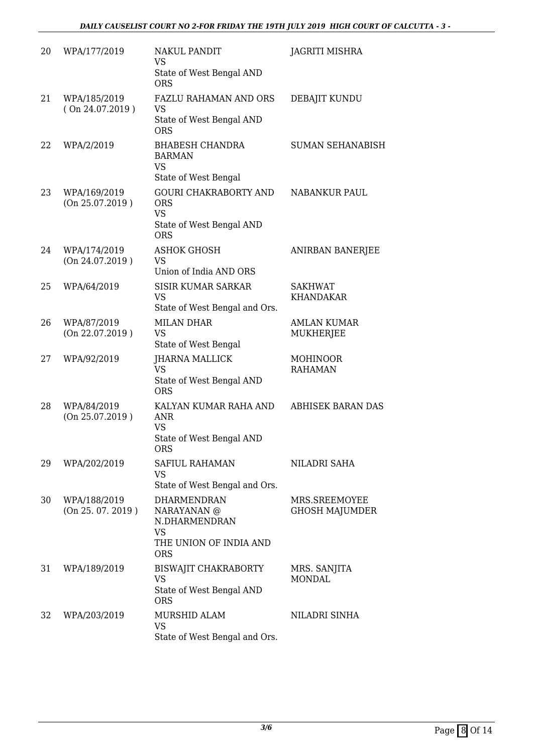| 20 | WPA/177/2019 | NAKUL PANDIT<br>VS<br>State of West Bengal AND ORS | JAGRITI MISHRA |
|---|---|---|---|
| 21 | WPA/185/2019<br>( On 24.07.2019 ) | FAZLU RAHAMAN AND ORS<br>VS<br>State of West Bengal AND ORS | DEBAJIT KUNDU |
| 22 | WPA/2/2019 | BHABESH CHANDRA BARMAN<br>VS<br>State of West Bengal | SUMAN SEHANABISH |
| 23 | WPA/169/2019<br>(On 25.07.2019 ) | GOURI CHAKRABORTY AND ORS<br>VS<br>State of West Bengal AND ORS | NABANKUR PAUL |
| 24 | WPA/174/2019<br>(On 24.07.2019 ) | ASHOK GHOSH<br>VS<br>Union of India AND ORS | ANIRBAN BANERJEE |
| 25 | WPA/64/2019 | SISIR KUMAR SARKAR<br>VS<br>State of West Bengal and Ors. | SAKHWAT KHANDAKAR |
| 26 | WPA/87/2019<br>(On 22.07.2019 ) | MILAN DHAR<br>VS<br>State of West Bengal | AMLAN KUMAR MUKHERJEE |
| 27 | WPA/92/2019 | JHARNA MALLICK<br>VS<br>State of West Bengal AND ORS | MOHINOOR RAHAMAN |
| 28 | WPA/84/2019<br>(On 25.07.2019 ) | KALYAN KUMAR RAHA AND ANR<br>VS<br>State of West Bengal AND ORS | ABHISEK BARAN DAS |
| 29 | WPA/202/2019 | SAFIUL RAHAMAN<br>VS<br>State of West Bengal and Ors. | NILADRI SAHA |
| 30 | WPA/188/2019<br>(On 25. 07. 2019 ) | DHARMENDRAN NARAYANAN @ N.DHARMENDRAN<br>VS<br>THE UNION OF INDIA AND ORS | MRS.SREEMOYEE GHOSH MAJUMDER |
| 31 | WPA/189/2019 | BISWAJIT CHAKRABORTY<br>VS<br>State of West Bengal AND ORS | MRS. SANJITA MONDAL |
| 32 | WPA/203/2019 | MURSHID ALAM<br>VS<br>State of West Bengal and Ors. | NILADRI SINHA |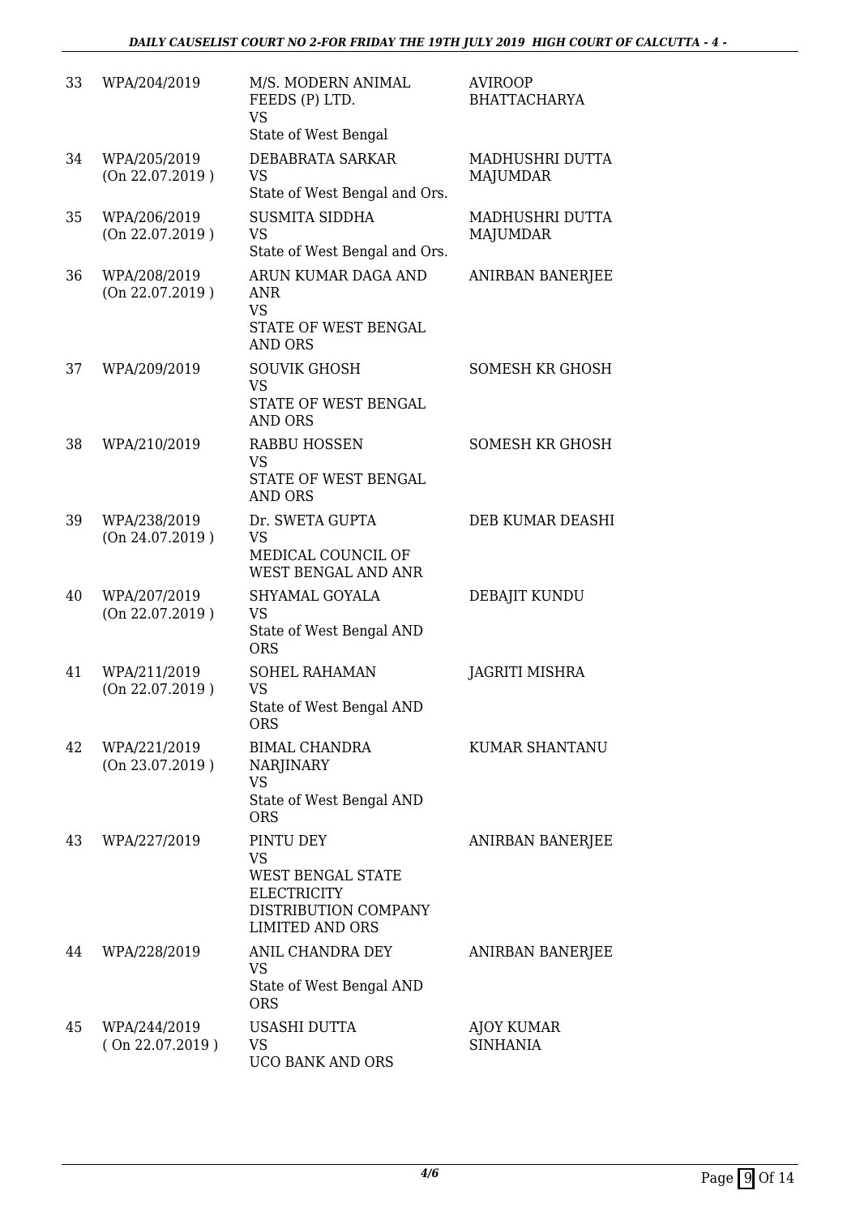| 33 | WPA/204/2019 | M/S. MODERN ANIMAL FEEDS (P) LTD.<br>VS<br>State of West Bengal | AVIROOP BHATTACHARYA |
|---|---|---|---|
| 34 | WPA/205/2019<br>(On 22.07.2019 ) | DEBABRATA SARKAR<br>VS<br>State of West Bengal and Ors. | MADHUSHRI DUTTA MAJUMDAR |
| 35 | WPA/206/2019<br>(On 22.07.2019 ) | SUSMITA SIDDHA<br>VS<br>State of West Bengal and Ors. | MADHUSHRI DUTTA MAJUMDAR |
| 36 | WPA/208/2019<br>(On 22.07.2019 ) | ARUN KUMAR DAGA AND ANR<br>VS<br>STATE OF WEST BENGAL AND ORS | ANIRBAN BANERJEE |
| 37 | WPA/209/2019 | SOUVIK GHOSH<br>VS<br>STATE OF WEST BENGAL AND ORS | SOMESH KR GHOSH |
| 38 | WPA/210/2019 | RABBU HOSSEN<br>VS<br>STATE OF WEST BENGAL AND ORS | SOMESH KR GHOSH |
| 39 | WPA/238/2019<br>(On 24.07.2019 ) | Dr. SWETA GUPTA<br>VS<br>MEDICAL COUNCIL OF WEST BENGAL AND ANR | DEB KUMAR DEASHI |
| 40 | WPA/207/2019<br>(On 22.07.2019 ) | SHYAMAL GOYALA<br>VS<br>State of West Bengal AND ORS | DEBAJIT KUNDU |
| 41 | WPA/211/2019<br>(On 22.07.2019 ) | SOHEL RAHAMAN<br>VS<br>State of West Bengal AND ORS | JAGRITI MISHRA |
| 42 | WPA/221/2019<br>(On 23.07.2019 ) | BIMAL CHANDRA NARJINARY<br>VS<br>State of West Bengal AND ORS | KUMAR SHANTANU |
| 43 | WPA/227/2019 | PINTU DEY<br>VS<br>WEST BENGAL STATE ELECTRICITY DISTRIBUTION COMPANY LIMITED AND ORS | ANIRBAN BANERJEE |
| 44 | WPA/228/2019 | ANIL CHANDRA DEY<br>VS<br>State of West Bengal AND ORS | ANIRBAN BANERJEE |
| 45 | WPA/244/2019<br>( On 22.07.2019 ) | USASHI DUTTA<br>VS<br>UCO BANK AND ORS | AJOY KUMAR SINHANIA |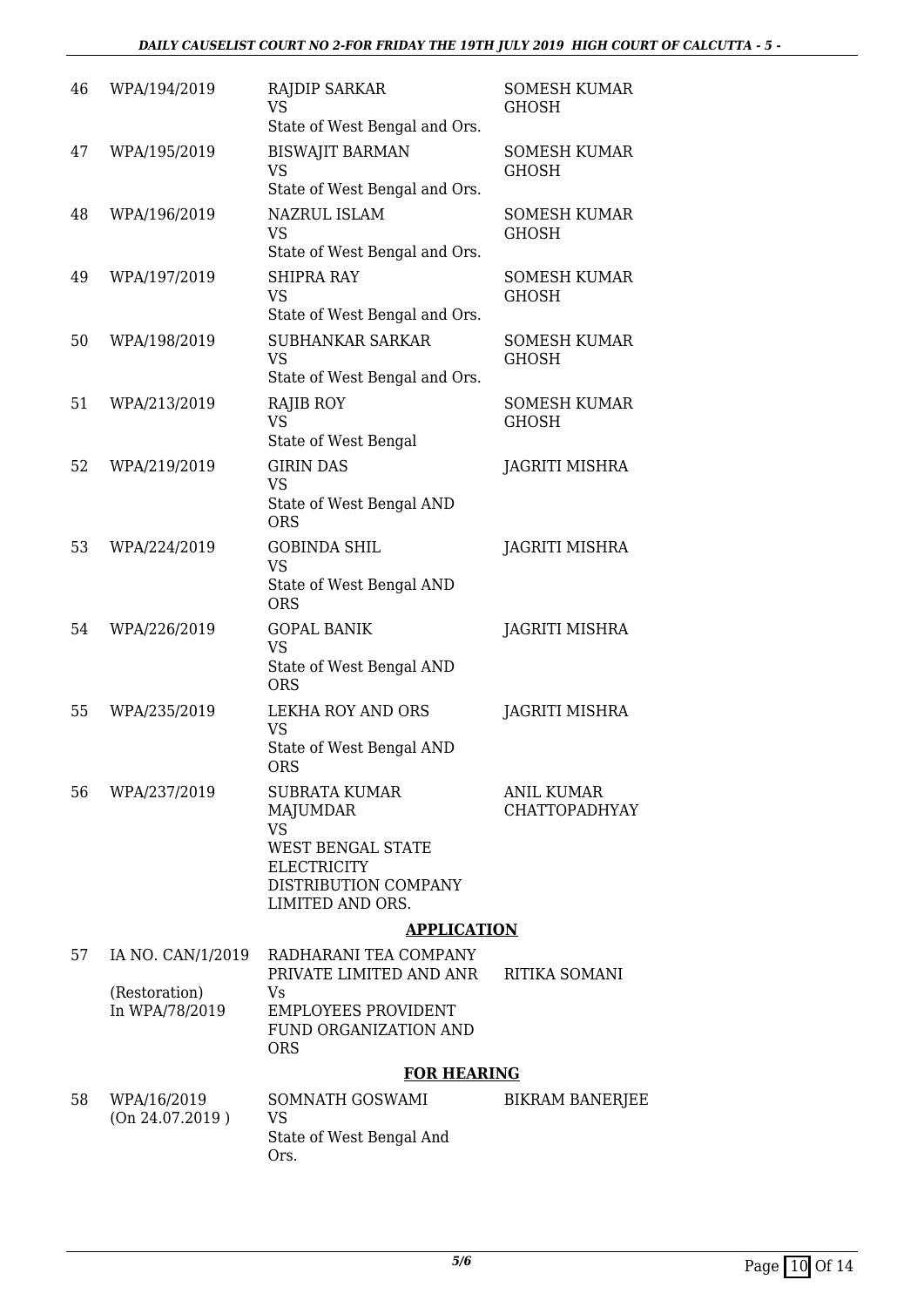| | | | |
|---|---|---|---|
| 46 | WPA/194/2019 | RAJDIP SARKAR<br>VS<br>State of West Bengal and Ors. | SOMESH KUMAR GHOSH |
| 47 | WPA/195/2019 | BISWAJIT BARMAN<br>VS<br>State of West Bengal and Ors. | SOMESH KUMAR GHOSH |
| 48 | WPA/196/2019 | NAZRUL ISLAM<br>VS<br>State of West Bengal and Ors. | SOMESH KUMAR GHOSH |
| 49 | WPA/197/2019 | SHIPRA RAY<br>VS<br>State of West Bengal and Ors. | SOMESH KUMAR GHOSH |
| 50 | WPA/198/2019 | SUBHANKAR SARKAR<br>VS<br>State of West Bengal and Ors. | SOMESH KUMAR GHOSH |
| 51 | WPA/213/2019 | RAJIB ROY<br>VS<br>State of West Bengal | SOMESH KUMAR GHOSH |
| 52 | WPA/219/2019 | GIRIN DAS<br>VS<br>State of West Bengal AND ORS | JAGRITI MISHRA |
| 53 | WPA/224/2019 | GOBINDA SHIL<br>VS<br>State of West Bengal AND ORS | JAGRITI MISHRA |
| 54 | WPA/226/2019 | GOPAL BANIK<br>VS<br>State of West Bengal AND ORS | JAGRITI MISHRA |
| 55 | WPA/235/2019 | LEKHA ROY AND ORS<br>VS<br>State of West Bengal AND ORS | JAGRITI MISHRA |
| 56 | WPA/237/2019 | SUBRATA KUMAR MAJUMDAR<br>VS<br>WEST BENGAL STATE ELECTRICITY DISTRIBUTION COMPANY LIMITED AND ORS. | ANIL KUMAR CHATTOPADHYAY |

## APPLICATION

| | | | |
|---|---|---|---|
| 57 | IA NO. CAN/1/2019<br><br>(Restoration)<br>In WPA/78/2019 | RADHARANI TEA COMPANY PRIVATE LIMITED AND ANR<br>Vs<br>EMPLOYEES PROVIDENT FUND ORGANIZATION AND ORS | RITIKA SOMANI |

## FOR HEARING

| | | | |
|---|---|---|---|
| 58 | WPA/16/2019<br>(On 24.07.2019 ) | SOMNATH GOSWAMI<br>VS<br>State of West Bengal And Ors. | BIKRAM BANERJEE |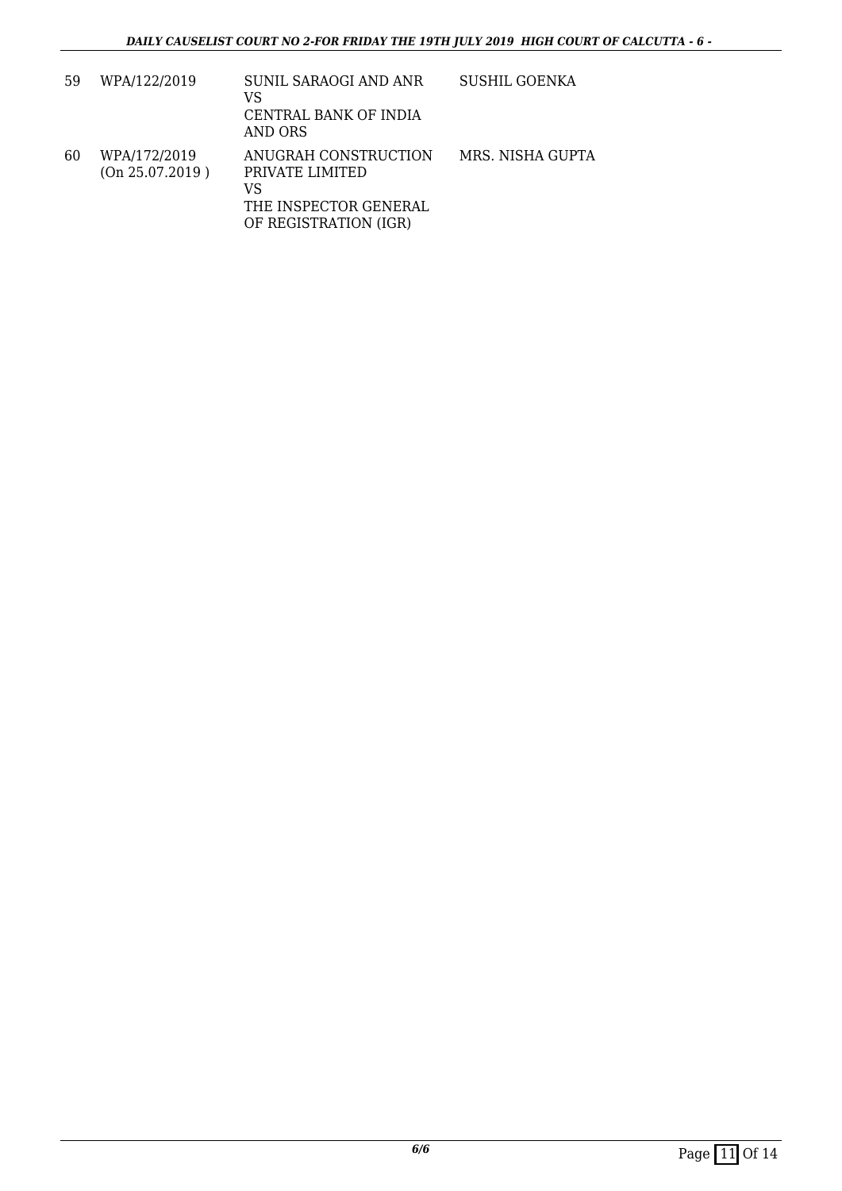| 59 | WPA/122/2019 | SUNIL SARAOGI AND ANR<br>VS<br>CENTRAL BANK OF INDIA AND ORS | SUSHIL GOENKA |
|---|---|---|---|
| 60 | WPA/172/2019<br>(On 25.07.2019 ) | ANUGRAH CONSTRUCTION PRIVATE LIMITED<br>VS<br>THE INSPECTOR GENERAL OF REGISTRATION (IGR) | MRS. NISHA GUPTA |

*6/6*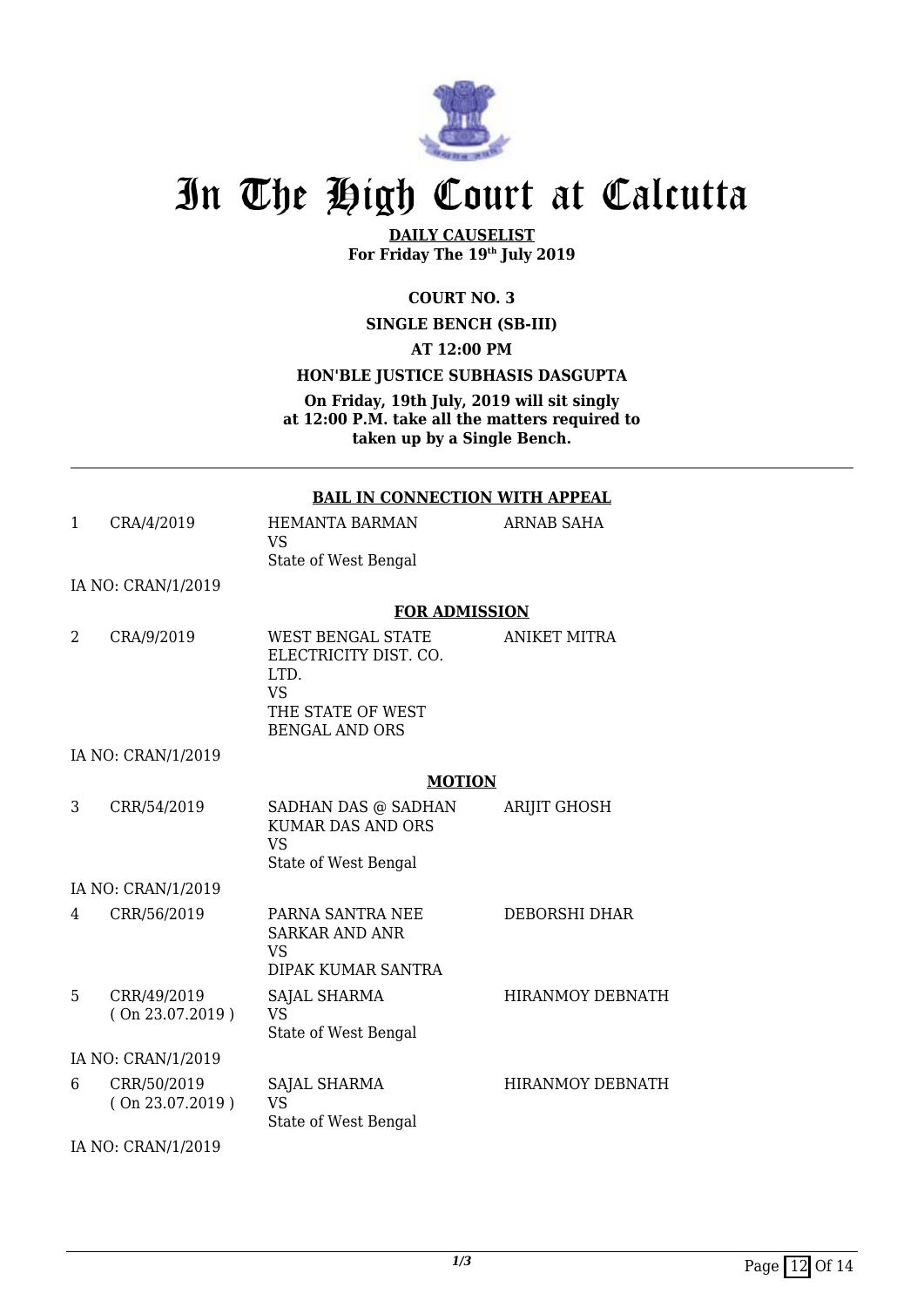# In The High Court at Calcutta

**DAILY CAUSELIST**
**For Friday The 19th July 2019**

**COURT NO. 3**

**SINGLE BENCH (SB-III)**

**AT 12:00 PM**

**HON'BLE JUSTICE SUBHASIS DASGUPTA**

**On Friday, 19th July, 2019 will sit singly at 12:00 P.M. take all the matters required to taken up by a Single Bench.**

---

**BAIL IN CONNECTION WITH APPEAL**

| | | | |
|---|---|---|---|
| 1 | CRA/4/2019 | HEMANTA BARMAN<br>VS<br>State of West Bengal | ARNAB SAHA |
| IA NO: CRAN/1/2019 | | | |

**FOR ADMISSION**

| | | | |
|---|---|---|---|
| 2 | CRA/9/2019 | WEST BENGAL STATE ELECTRICITY DIST. CO. LTD.<br>VS<br>THE STATE OF WEST BENGAL AND ORS | ANIKET MITRA |
| IA NO: CRAN/1/2019 | | | |

**MOTION**

| | | | |
|---|---|---|---|
| 3 | CRR/54/2019 | SADHAN DAS @ SADHAN KUMAR DAS AND ORS<br>VS<br>State of West Bengal | ARIJIT GHOSH |
| IA NO: CRAN/1/2019 | | | |
| 4 | CRR/56/2019 | PARNA SANTRA NEE SARKAR AND ANR<br>VS<br>DIPAK KUMAR SANTRA | DEBORSHI DHAR |
| 5 | CRR/49/2019<br>( On 23.07.2019 ) | SAJAL SHARMA<br>VS<br>State of West Bengal | HIRANMOY DEBNATH |
| IA NO: CRAN/1/2019 | | | |
| 6 | CRR/50/2019<br>( On 23.07.2019 ) | SAJAL SHARMA<br>VS<br>State of West Bengal | HIRANMOY DEBNATH |
| IA NO: CRAN/1/2019 | | | |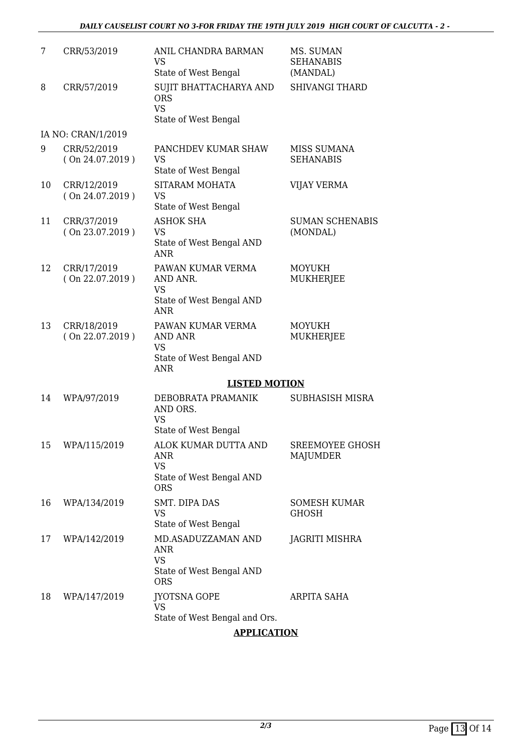| | | | |
|---|---|---|---|
| 7 | CRR/53/2019 | ANIL CHANDRA BARMAN<br>VS<br>State of West Bengal | MS. SUMAN SEHANABIS (MANDAL) |
| 8 | CRR/57/2019 | SUJIT BHATTACHARYA AND ORS<br>VS<br>State of West Bengal | SHIVANGI THARD |
| | IA NO: CRAN/1/2019 | | |
| 9 | CRR/52/2019<br>( On 24.07.2019 ) | PANCHDEV KUMAR SHAW<br>VS<br>State of West Bengal | MISS SUMANA SEHANABIS |
| 10 | CRR/12/2019<br>( On 24.07.2019 ) | SITARAM MOHATA<br>VS<br>State of West Bengal | VIJAY VERMA |
| 11 | CRR/37/2019<br>( On 23.07.2019 ) | ASHOK SHA<br>VS<br>State of West Bengal AND ANR | SUMAN SCHENABIS (MONDAL) |
| 12 | CRR/17/2019<br>( On 22.07.2019 ) | PAWAN KUMAR VERMA AND ANR.<br>VS<br>State of West Bengal AND ANR | MOYUKH MUKHERJEE |
| 13 | CRR/18/2019<br>( On 22.07.2019 ) | PAWAN KUMAR VERMA AND ANR<br>VS<br>State of West Bengal AND ANR | MOYUKH MUKHERJEE |

**LISTED MOTION**

| | | | |
|---|---|---|---|
| 14 | WPA/97/2019 | DEBOBRATA PRAMANIK AND ORS.<br>VS<br>State of West Bengal | SUBHASISH MISRA |
| 15 | WPA/115/2019 | ALOK KUMAR DUTTA AND ANR<br>VS<br>State of West Bengal AND ORS | SREEMOYEE GHOSH MAJUMDER |
| 16 | WPA/134/2019 | SMT. DIPA DAS<br>VS<br>State of West Bengal | SOMESH KUMAR GHOSH |
| 17 | WPA/142/2019 | MD.ASADUZZAMAN AND ANR<br>VS<br>State of West Bengal AND ORS | JAGRITI MISHRA |
| 18 | WPA/147/2019 | JYOTSNA GOPE<br>VS<br>State of West Bengal and Ors. | ARPITA SAHA |

**APPLICATION**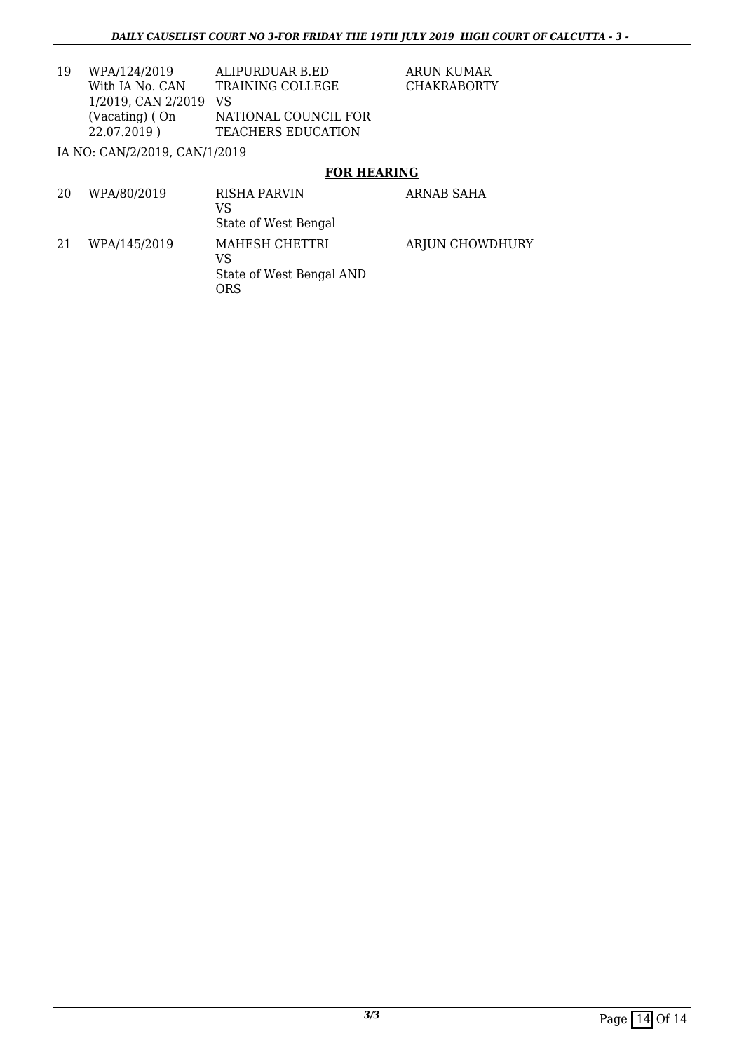| | | | |
|---|---|---|---|
| 19 | WPA/124/2019 With IA No. CAN 1/2019, CAN 2/2019 (Vacating) ( On 22.07.2019 ) | ALIPURDUAR B.ED TRAINING COLLEGE VS NATIONAL COUNCIL FOR TEACHERS EDUCATION | ARUN KUMAR CHAKRABORTY |

IA NO: CAN/2/2019, CAN/1/2019

**FOR HEARING**

| | | | |
|---|---|---|---|
| 20 | WPA/80/2019 | RISHA PARVIN VS State of West Bengal | ARNAB SAHA |
| 21 | WPA/145/2019 | MAHESH CHETTRI VS State of West Bengal AND ORS | ARJUN CHOWDHURY |